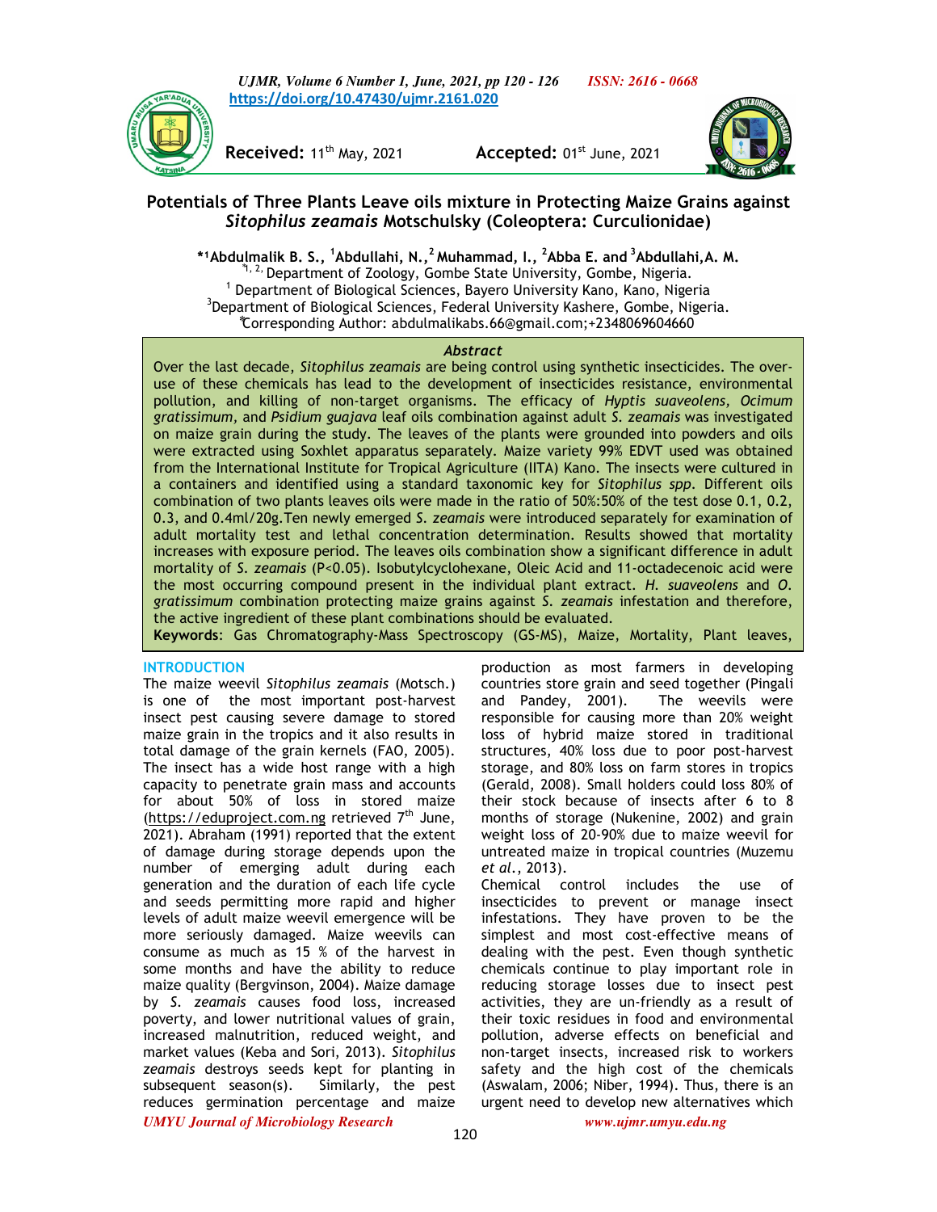Received: 11th May, 2021 Accepted: 01st June, 2021

# Potentials of Three Plants Leave oils mixture in Protecting Maize Grains against *Sitophilus zeamais* Motschulsky (Coleoptera: Curculionidae)

**\*[1]Abdulmalik B. S., [1]Abdullahi, N.,[2] Muhammad, I., [2]Abba E. and [3]Abdullahi,A. M.**

[\*1, 2,] Department of Zoology, Gombe State University, Gombe, Nigeria.
[1] Department of Biological Sciences, Bayero University Kano, Kano, Nigeria
[3]Department of Biological Sciences, Federal University Kashere, Gombe, Nigeria.
*Corresponding Author: abdulmalikabs.66@gmail.com;+2348069604660

### *Abstract*

Over the last decade, *Sitophilus zeamais* are being control using synthetic insecticides. The over-use of these chemicals has lead to the development of insecticides resistance, environmental pollution, and killing of non-target organisms. The efficacy of *Hyptis suaveolens, Ocimum gratissimum,* and *Psidium guajava* leaf oils combination against adult *S. zeamais* was investigated on maize grain during the study. The leaves of the plants were grounded into powders and oils were extracted using Soxhlet apparatus separately. Maize variety 99% EDVT used was obtained from the International Institute for Tropical Agriculture (IITA) Kano. The insects were cultured in a containers and identified using a standard taxonomic key for *Sitophilus spp.* Different oils combination of two plants leaves oils were made in the ratio of 50%:50% of the test dose 0.1, 0.2, 0.3, and 0.4ml/20g.Ten newly emerged *S. zeamais* were introduced separately for examination of adult mortality test and lethal concentration determination. Results showed that mortality increases with exposure period. The leaves oils combination show a significant difference in adult mortality of *S. zeamais* (P<0.05). Isobutylcyclohexane, Oleic Acid and 11-octadecenoic acid were the most occurring compound present in the individual plant extract. *H. suaveolens* and *O. gratissimum* combination protecting maize grains against *S. zeamais* infestation and therefore, the active ingredient of these plant combinations should be evaluated.

**Keywords**: Gas Chromatography-Mass Spectroscopy (GS-MS), Maize, Mortality, Plant leaves,

## INTRODUCTION

The maize weevil *Sitophilus zeamais* (Motsch.) is one of the most important post-harvest insect pest causing severe damage to stored maize grain in the tropics and it also results in total damage of the grain kernels (FAO, 2005). The insect has a wide host range with a high capacity to penetrate grain mass and accounts for about 50% of loss in stored maize (https://eduproject.com.ng retrieved 7th June, 2021). Abraham (1991) reported that the extent of damage during storage depends upon the number of emerging adult during each generation and the duration of each life cycle and seeds permitting more rapid and higher levels of adult maize weevil emergence will be more seriously damaged. Maize weevils can consume as much as 15 % of the harvest in some months and have the ability to reduce maize quality (Bergvinson, 2004). Maize damage by *S. zeamais* causes food loss, increased poverty, and lower nutritional values of grain, increased malnutrition, reduced weight, and market values (Keba and Sori, 2013). *Sitophilus zeamais* destroys seeds kept for planting in subsequent season(s). Similarly, the pest reduces germination percentage and maize production as most farmers in developing countries store grain and seed together (Pingali and Pandey, 2001). The weevils were responsible for causing more than 20% weight loss of hybrid maize stored in traditional structures, 40% loss due to poor post-harvest storage, and 80% loss on farm stores in tropics (Gerald, 2008). Small holders could loss 80% of their stock because of insects after 6 to 8 months of storage (Nukenine, 2002) and grain weight loss of 20-90% due to maize weevil for untreated maize in tropical countries (Muzemu *et al.*, 2013).

Chemical control includes the use of insecticides to prevent or manage insect infestations. They have proven to be the simplest and most cost-effective means of dealing with the pest. Even though synthetic chemicals continue to play important role in reducing storage losses due to insect pest activities, they are un-friendly as a result of their toxic residues in food and environmental pollution, adverse effects on beneficial and non-target insects, increased risk to workers safety and the high cost of the chemicals (Aswalam, 2006; Niber, 1994). Thus, there is an urgent need to develop new alternatives which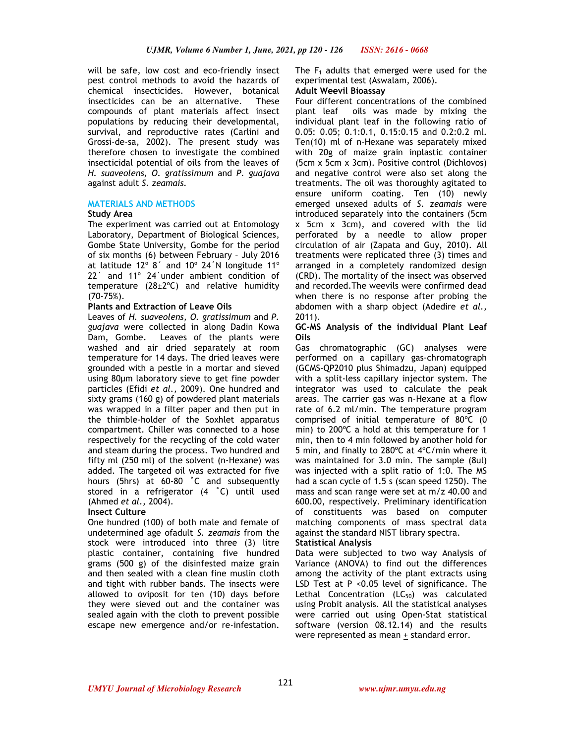will be safe, low cost and eco-friendly insect pest control methods to avoid the hazards of chemical insecticides. However, botanical insecticides can be an alternative. These compounds of plant materials affect insect populations by reducing their developmental, survival, and reproductive rates (Carlini and Grossi-de-sa, 2002). The present study was therefore chosen to investigate the combined insecticidal potential of oils from the leaves of *H. suaveolens, O. gratissimum* and *P. guajava* against adult *S. zeamais*.

## MATERIALS AND METHODS

### Study Area

The experiment was carried out at Entomology Laboratory, Department of Biological Sciences, Gombe State University, Gombe for the period of six months (6) between February – July 2016 at latitude 12º 8´ and 10º 24´N longitude 11º 22´ and 11º 24´under ambient condition of temperature (28±2ºC) and relative humidity (70-75%).

### Plants and Extraction of Leave Oils

Leaves of *H. suaveolens, O. gratissimum* and *P. guajava* were collected in along Dadin Kowa Dam, Gombe. Leaves of the plants were washed and air dried separately at room temperature for 14 days. The dried leaves were grounded with a pestle in a mortar and sieved using 80µm laboratory sieve to get fine powder particles (Efidi *et al.,* 2009). One hundred and sixty grams (160 g) of powdered plant materials was wrapped in a filter paper and then put in the thimble-holder of the Soxhlet apparatus compartment. Chiller was connected to a hose respectively for the recycling of the cold water and steam during the process. Two hundred and fifty ml (250 ml) of the solvent (n-Hexane) was added. The targeted oil was extracted for five hours (5hrs) at 60-80 ˚C and subsequently stored in a refrigerator (4 ˚C) until used (Ahmed *et al.,* 2004).

### Insect Culture

One hundred (100) of both male and female of undetermined age ofadult *S. zeamais* from the stock were introduced into three (3) litre plastic container, containing five hundred grams (500 g) of the disinfested maize grain and then sealed with a clean fine muslin cloth and tight with rubber bands. The insects were allowed to oviposit for ten (10) days before they were sieved out and the container was sealed again with the cloth to prevent possible escape new emergence and/or re-infestation. The $F_1$ adults that emerged were used for the experimental test (Aswalam, 2006).

### Adult Weevil Bioassay

Four different concentrations of the combined plant leaf oils was made by mixing the individual plant leaf in the following ratio of 0.05: 0.05; 0.1:0.1, 0.15:0.15 and 0.2:0.2 ml. Ten(10) ml of n-Hexane was separately mixed with 20g of maize grain inplastic container (5cm x 5cm x 3cm). Positive control (Dichlovos) and negative control were also set along the treatments. The oil was thoroughly agitated to ensure uniform coating. Ten (10) newly emerged unsexed adults of *S. zeamais* were introduced separately into the containers (5cm x 5cm x 3cm), and covered with the lid perforated by a needle to allow proper circulation of air (Zapata and Guy, 2010). All treatments were replicated three (3) times and arranged in a completely randomized design (CRD). The mortality of the insect was observed and recorded.The weevils were confirmed dead when there is no response after probing the abdomen with a sharp object (Adedire *et al.,* 2011).

### GC-MS Analysis of the individual Plant Leaf Oils

Gas chromatographic (GC) analyses were performed on a capillary gas-chromatograph (GCMS-QP2010 plus Shimadzu, Japan) equipped with a split-less capillary injector system. The integrator was used to calculate the peak areas. The carrier gas was n-Hexane at a flow rate of 6.2 ml/min. The temperature program comprised of initial temperature of 80ºC (0 min) to 200ºC a hold at this temperature for 1 min, then to 4 min followed by another hold for 5 min, and finally to 280ºC at 4ºC/min where it was maintained for 3.0 min. The sample (8ul) was injected with a split ratio of 1:0. The MS had a scan cycle of 1.5 s (scan speed 1250). The mass and scan range were set at m/z 40.00 and 600.00, respectively. Preliminary identification of constituents was based on computer matching components of mass spectral data against the standard NIST library spectra.

### Statistical Analysis

Data were subjected to two way Analysis of Variance (ANOVA) to find out the differences among the activity of the plant extracts using LSD Test at $P < 0.05$ level of significance. The Lethal Concentration ($LC_{50}$) was calculated using Probit analysis. All the statistical analyses were carried out using Open-Stat statistical software (version 08.12.14) and the results were represented as mean $\pm$ standard error.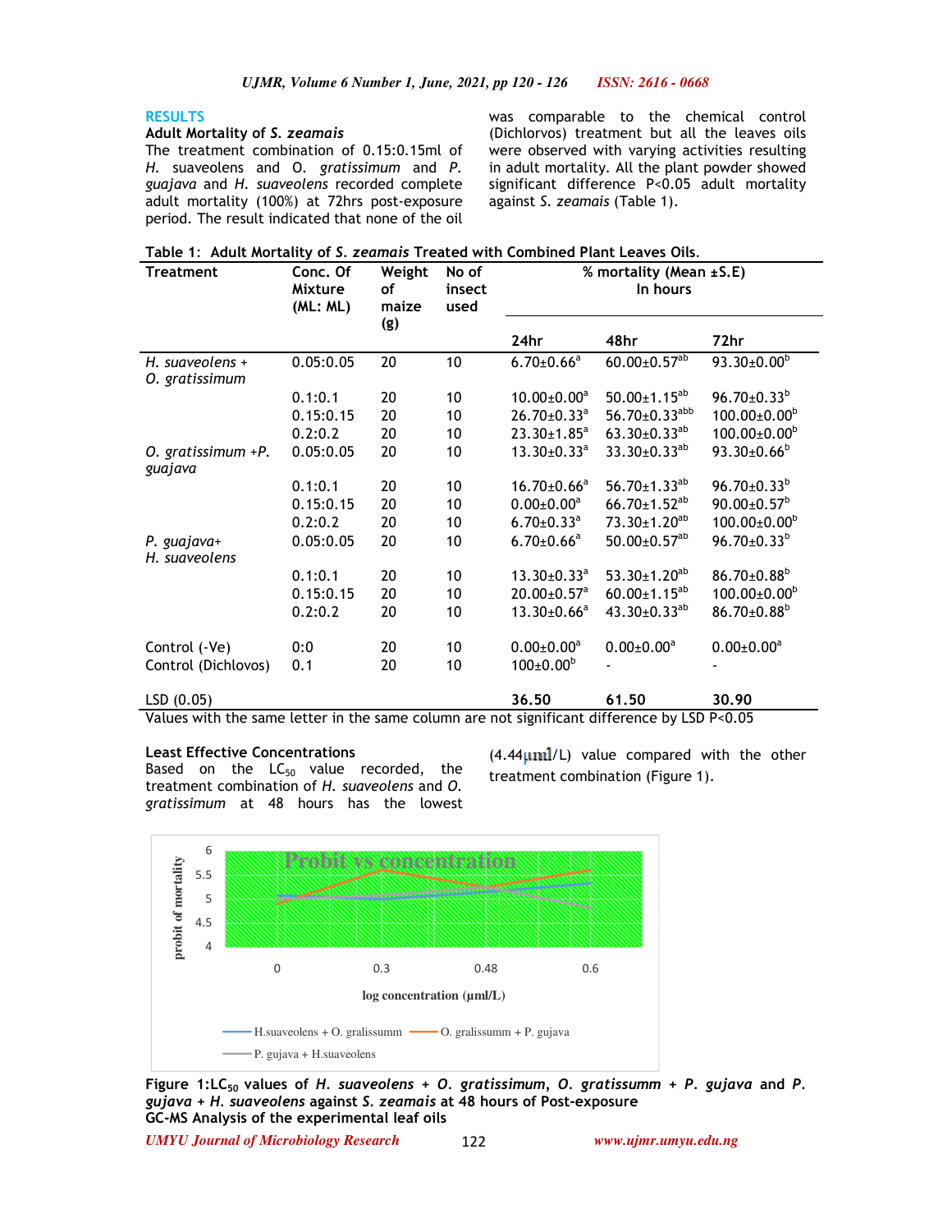## RESULTS

### Adult Mortality of *S. zeamais*

The treatment combination of 0.15:0.15ml of *H. suaveolens* and *O. gratissimum* and *P. guajava* and *H. suaveolens* recorded complete adult mortality (100%) at 72hrs post-exposure period. The result indicated that none of the oil was comparable to the chemical control (Dichlorvos) treatment but all the leaves oils were observed with varying activities resulting in adult mortality. All the plant powder showed significant difference P<0.05 adult mortality against *S. zeamais* (Table 1).

**Table 1: Adult Mortality of *S. zeamais* Treated with Combined Plant Leaves Oils.**

| Treatment | Conc. Of Mixture (ML: ML) | Weight of maize (g) | No of insect used | % mortality (Mean ±S.E) In hours | | |
|---|---|---|---|---|---|---|
| | | | | 24hr | 48hr | 72hr |
| *H. suaveolens* + *O. gratissimum* | 0.05:0.05 | 20 | 10 | 6.70±0.66[a] | 60.00±0.57[ab] | 93.30±0.00[b] |
| | 0.1:0.1 | 20 | 10 | 10.00±0.00[a] | 50.00±1.15[ab] | 96.70±0.33[b] |
| | 0.15:0.15 | 20 | 10 | 26.70±0.33[a] | 56.70±0.33[abb] | 100.00±0.00[b] |
| | 0.2:0.2 | 20 | 10 | 23.30±1.85[a] | 63.30±0.33[ab] | 100.00±0.00[b] |
| *O. gratissimum* +*P. guajava* | 0.05:0.05 | 20 | 10 | 13.30±0.33[a] | 33.30±0.33[ab] | 93.30±0.66[b] |
| | 0.1:0.1 | 20 | 10 | 16.70±0.66[a] | 56.70±1.33[ab] | 96.70±0.33[b] |
| | 0.15:0.15 | 20 | 10 | 0.00±0.00[a] | 66.70±1.52[ab] | 90.00±0.57[b] |
| | 0.2:0.2 | 20 | 10 | 6.70±0.33[a] | 73.30±1.20[ab] | 100.00±0.00[b] |
| *P. guajava*+ *H. suaveolens* | 0.05:0.05 | 20 | 10 | 6.70±0.66[a] | 50.00±0.57[ab] | 96.70±0.33[b] |
| | 0.1:0.1 | 20 | 10 | 13.30±0.33[a] | 53.30±1.20[ab] | 86.70±0.88[b] |
| | 0.15:0.15 | 20 | 10 | 20.00±0.57[a] | 60.00±1.15[ab] | 100.00±0.00[b] |
| | 0.2:0.2 | 20 | 10 | 13.30±0.66[a] | 43.30±0.33[ab] | 86.70±0.88[b] |
| Control (-Ve) | 0:0 | 20 | 10 | 0.00±0.00[a] | 0.00±0.00[a] | 0.00±0.00[a] |
| Control (Dichlovos) | 0.1 | 20 | 10 | 100±0.00[b] | - | - |
| LSD (0.05) | | | | **36.50** | **61.50** | **30.90** |

Values with the same letter in the same column are not significant difference by LSD P<0.05

### Least Effective Concentrations

Based on the $LC_{50}$ value recorded, the treatment combination of *H. suaveolens* and *O. gratissimum* at 48 hours has the lowest (4.44µml/L) value compared with the other treatment combination (Figure 1).

**Figure 1:$LC_{50}$ values of *H. suaveolens* + *O. gratissimum*, *O. gratissumm* + *P. gujava* and *P. gujava* + *H. suaveolens* against *S. zeamais* at 48 hours of Post-exposure**

### GC-MS Analysis of the experimental leaf oils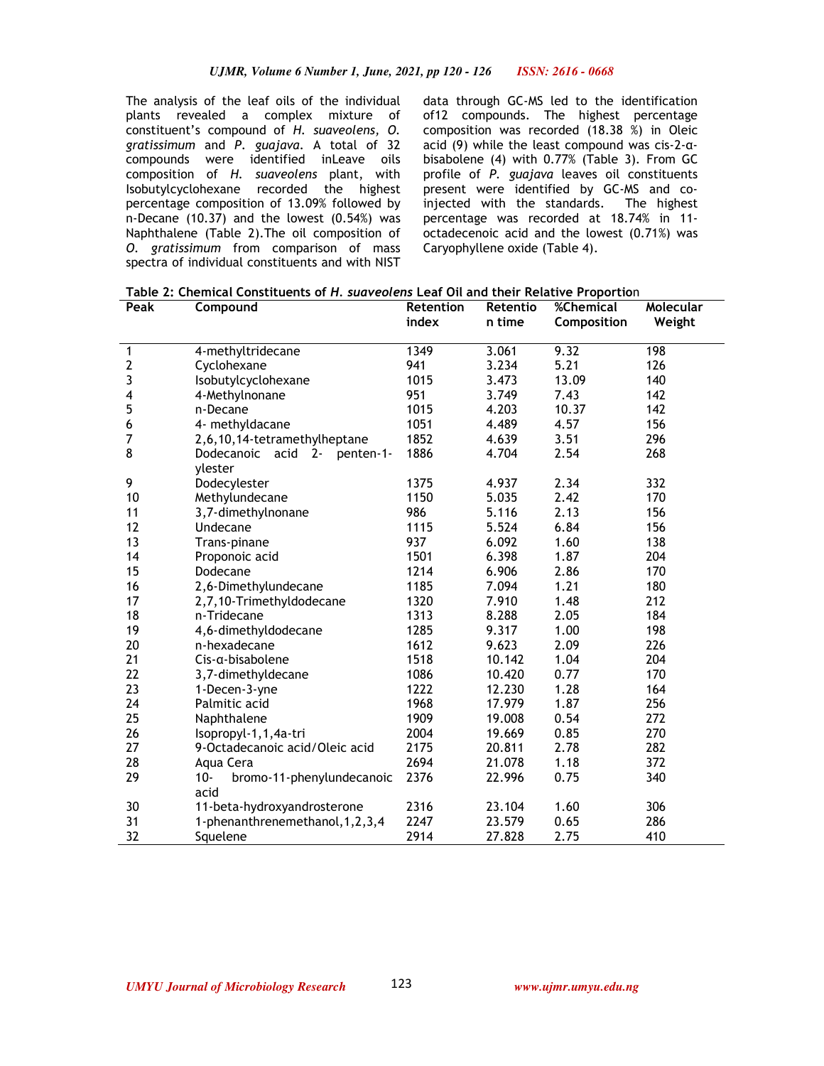The analysis of the leaf oils of the individual plants revealed a complex mixture of constituent's compound of *H. suaveolens, O. gratissimum* and *P. guajava*. A total of 32 compounds were identified inLeave oils composition of *H. suaveolens* plant, with Isobutylcyclohexane recorded the highest percentage composition of 13.09% followed by n-Decane (10.37) and the lowest (0.54%) was Naphthalene (Table 2).The oil composition of *O. gratissimum* from comparison of mass spectra of individual constituents and with NIST data through GC-MS led to the identification of12 compounds. The highest percentage composition was recorded (18.38 %) in Oleic acid (9) while the least compound was cis-2-α-bisabolene (4) with 0.77% (Table 3). From GC profile of *P. guajava* leaves oil constituents present were identified by GC-MS and co-injected with the standards. The highest percentage was recorded at 18.74% in 11-octadecenoic acid and the lowest (0.71%) was Caryophyllene oxide (Table 4).

**Table 2: Chemical Constituents of *H. suaveolens* Leaf Oil and their Relative Proportion**

| Peak | Compound | Retention index | Retention time | %Chemical Composition | Molecular Weight |
|---|---|---|---|---|---|
| 1 | 4-methyltridecane | 1349 | 3.061 | 9.32 | 198 |
| 2 | Cyclohexane | 941 | 3.234 | 5.21 | 126 |
| 3 | Isobutylcyclohexane | 1015 | 3.473 | 13.09 | 140 |
| 4 | 4-Methylnonane | 951 | 3.749 | 7.43 | 142 |
| 5 | n-Decane | 1015 | 4.203 | 10.37 | 142 |
| 6 | 4- methyldacane | 1051 | 4.489 | 4.57 | 156 |
| 7 | 2,6,10,14-tetramethylheptane | 1852 | 4.639 | 3.51 | 296 |
| 8 | Dodecanoic acid 2- penten-1-ylester | 1886 | 4.704 | 2.54 | 268 |
| 9 | Dodecylester | 1375 | 4.937 | 2.34 | 332 |
| 10 | Methylundecane | 1150 | 5.035 | 2.42 | 170 |
| 11 | 3,7-dimethylnonane | 986 | 5.116 | 2.13 | 156 |
| 12 | Undecane | 1115 | 5.524 | 6.84 | 156 |
| 13 | Trans-pinane | 937 | 6.092 | 1.60 | 138 |
| 14 | Proponoic acid | 1501 | 6.398 | 1.87 | 204 |
| 15 | Dodecane | 1214 | 6.906 | 2.86 | 170 |
| 16 | 2,6-Dimethylundecane | 1185 | 7.094 | 1.21 | 180 |
| 17 | 2,7,10-Trimethyldodecane | 1320 | 7.910 | 1.48 | 212 |
| 18 | n-Tridecane | 1313 | 8.288 | 2.05 | 184 |
| 19 | 4,6-dimethyldodecane | 1285 | 9.317 | 1.00 | 198 |
| 20 | n-hexadecane | 1612 | 9.623 | 2.09 | 226 |
| 21 | Cis-α-bisabolene | 1518 | 10.142 | 1.04 | 204 |
| 22 | 3,7-dimethyldecane | 1086 | 10.420 | 0.77 | 170 |
| 23 | 1-Decen-3-yne | 1222 | 12.230 | 1.28 | 164 |
| 24 | Palmitic acid | 1968 | 17.979 | 1.87 | 256 |
| 25 | Naphthalene | 1909 | 19.008 | 0.54 | 272 |
| 26 | Isopropyl-1,1,4a-tri | 2004 | 19.669 | 0.85 | 270 |
| 27 | 9-Octadecanoic acid/Oleic acid | 2175 | 20.811 | 2.78 | 282 |
| 28 | Aqua Cera | 2694 | 21.078 | 1.18 | 372 |
| 29 | 10- bromo-11-phenylundecanoic acid | 2376 | 22.996 | 0.75 | 340 |
| 30 | 11-beta-hydroxyandrosterone | 2316 | 23.104 | 1.60 | 306 |
| 31 | 1-phenanthrenemethanol,1,2,3,4 | 2247 | 23.579 | 0.65 | 286 |
| 32 | Squelene | 2914 | 27.828 | 2.75 | 410 |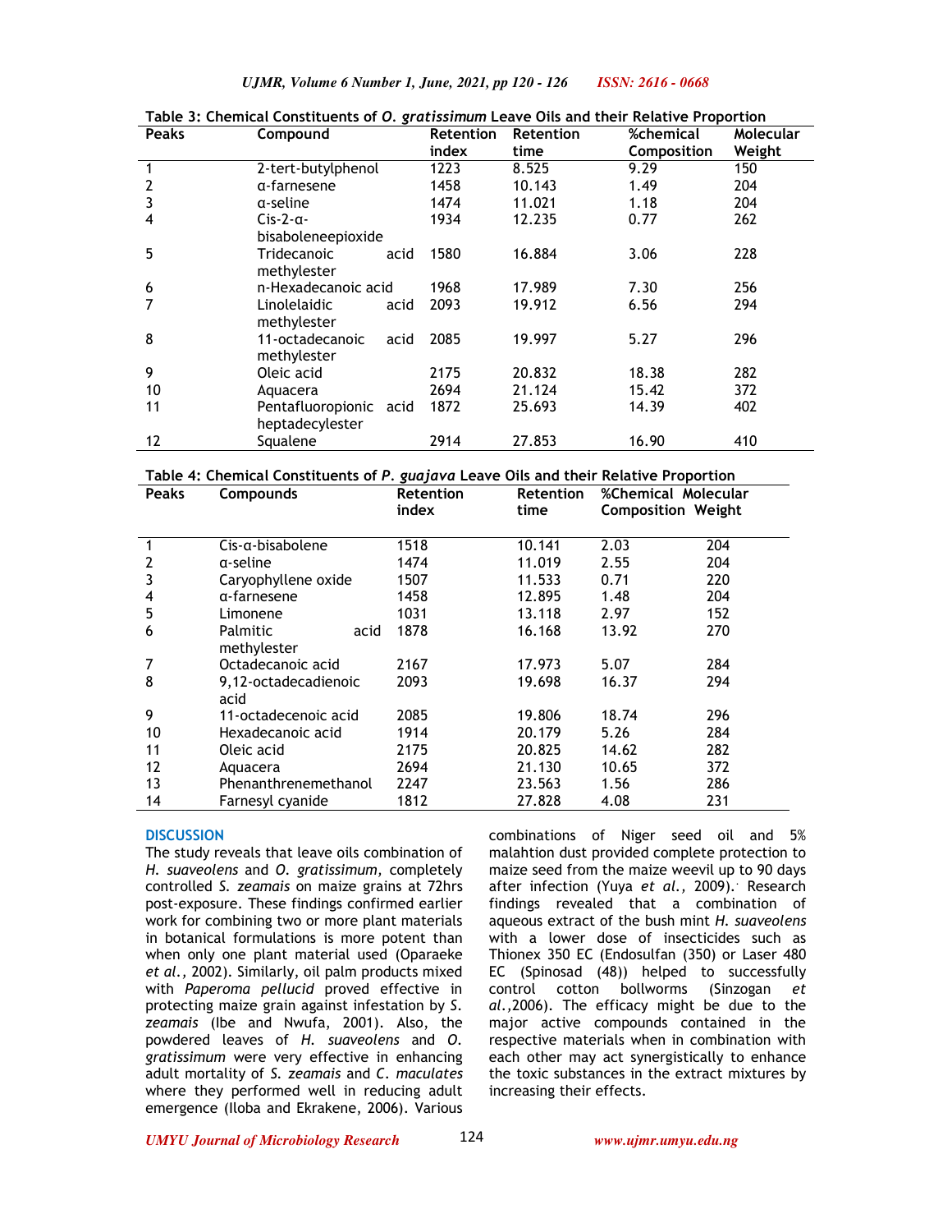**Table 3: Chemical Constituents of *O. gratissimum* Leave Oils and their Relative Proportion**

| Peaks | Compound | Retention index | Retention time | %chemical Composition | Molecular Weight |
|---|---|---|---|---|---|
| 1 | 2-tert-butylphenol | 1223 | 8.525 | 9.29 | 150 |
| 2 | α-farnesene | 1458 | 10.143 | 1.49 | 204 |
| 3 | α-seline | 1474 | 11.021 | 1.18 | 204 |
| 4 | Cis-2-α-bisaboleneepioxide | 1934 | 12.235 | 0.77 | 262 |
| 5 | Tridecanoic acid methylester | 1580 | 16.884 | 3.06 | 228 |
| 6 | n-Hexadecanoic acid | 1968 | 17.989 | 7.30 | 256 |
| 7 | Linolelaidic acid methylester | 2093 | 19.912 | 6.56 | 294 |
| 8 | 11-octadecanoic acid methylester | 2085 | 19.997 | 5.27 | 296 |
| 9 | Oleic acid | 2175 | 20.832 | 18.38 | 282 |
| 10 | Aquacera | 2694 | 21.124 | 15.42 | 372 |
| 11 | Pentafluoropionic acid heptadecylester | 1872 | 25.693 | 14.39 | 402 |
| 12 | Squalene | 2914 | 27.853 | 16.90 | 410 |

**Table 4: Chemical Constituents of *P. guajava* Leave Oils and their Relative Proportion**

| Peaks | Compounds | Retention index | Retention time | %Chemical Composition | Molecular Weight |
|---|---|---|---|---|---|
| 1 | Cis-α-bisabolene | 1518 | 10.141 | 2.03 | 204 |
| 2 | α-seline | 1474 | 11.019 | 2.55 | 204 |
| 3 | Caryophyllene oxide | 1507 | 11.533 | 0.71 | 220 |
| 4 | α-farnesene | 1458 | 12.895 | 1.48 | 204 |
| 5 | Limonene | 1031 | 13.118 | 2.97 | 152 |
| 6 | Palmitic acid methylester | 1878 | 16.168 | 13.92 | 270 |
| 7 | Octadecanoic acid | 2167 | 17.973 | 5.07 | 284 |
| 8 | 9,12-octadecadienoic acid | 2093 | 19.698 | 16.37 | 294 |
| 9 | 11-octadecenoic acid | 2085 | 19.806 | 18.74 | 296 |
| 10 | Hexadecanoic acid | 1914 | 20.179 | 5.26 | 284 |
| 11 | Oleic acid | 2175 | 20.825 | 14.62 | 282 |
| 12 | Aquacera | 2694 | 21.130 | 10.65 | 372 |
| 13 | Phenanthrenemethanol | 2247 | 23.563 | 1.56 | 286 |
| 14 | Farnesyl cyanide | 1812 | 27.828 | 4.08 | 231 |

## DISCUSSION

The study reveals that leave oils combination of *H. suaveolens* and *O. gratissimum*, completely controlled *S. zeamais* on maize grains at 72hrs post-exposure. These findings confirmed earlier work for combining two or more plant materials in botanical formulations is more potent than when only one plant material used (Oparaeke *et al.,* 2002). Similarly, oil palm products mixed with *Paperoma pellucid* proved effective in protecting maize grain against infestation by *S. zeamais* (Ibe and Nwufa, 2001). Also, the powdered leaves of *H. suaveolens* and *O. gratissimum* were very effective in enhancing adult mortality of *S. zeamais* and *C. maculates* where they performed well in reducing adult emergence (Iloba and Ekrakene, 2006). Various combinations of Niger seed oil and 5% malahtion dust provided complete protection to maize seed from the maize weevil up to 90 days after infection (Yuya *et al.,* 2009). Research findings revealed that a combination of aqueous extract of the bush mint *H. suaveolens* with a lower dose of insecticides such as Thionex 350 EC (Endosulfan (350) or Laser 480 EC (Spinosad (48)) helped to successfully control cotton bollworms (Sinzogan *et al.*,2006). The efficacy might be due to the major active compounds contained in the respective materials when in combination with each other may act synergistically to enhance the toxic substances in the extract mixtures by increasing their effects.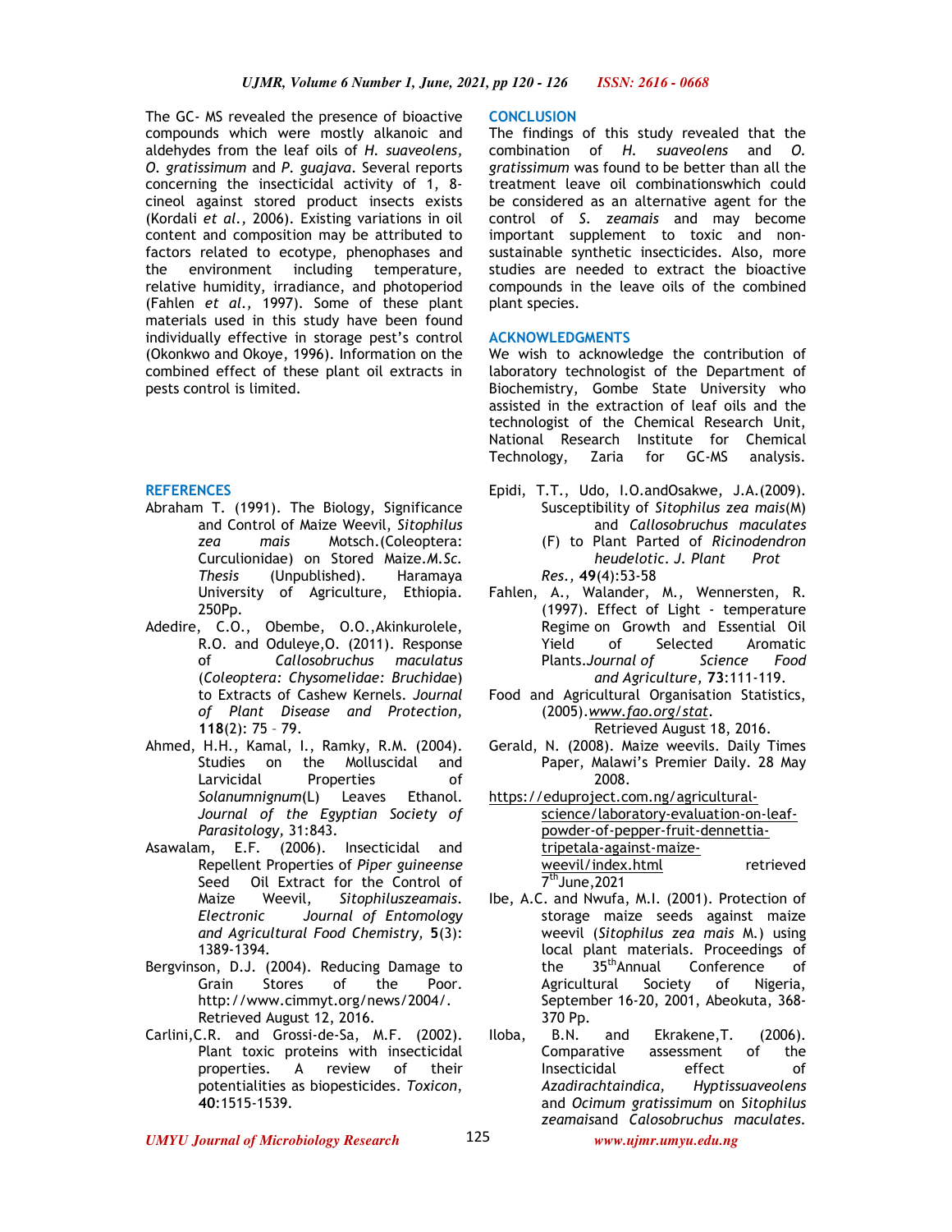The GC- MS revealed the presence of bioactive compounds which were mostly alkanoic and aldehydes from the leaf oils of *H. suaveolens, O. gratissimum* and *P. guajava*. Several reports concerning the insecticidal activity of 1, 8-cineol against stored product insects exists (Kordali *et al.,* 2006). Existing variations in oil content and composition may be attributed to factors related to ecotype, phenophases and the environment including temperature, relative humidity, irradiance, and photoperiod (Fahlen *et al.,* 1997). Some of these plant materials used in this study have been found individually effective in storage pest's control (Okonkwo and Okoye, 1996). Information on the combined effect of these plant oil extracts in pests control is limited.

## CONCLUSION

The findings of this study revealed that the combination of *H. suaveolens* and *O. gratissimum* was found to be better than all the treatment leave oil combinationswhich could be considered as an alternative agent for the control of *S. zeamais* and may become important supplement to toxic and non-sustainable synthetic insecticides. Also, more studies are needed to extract the bioactive compounds in the leave oils of the combined plant species.

## ACKNOWLEDGMENTS

We wish to acknowledge the contribution of laboratory technologist of the Department of Biochemistry, Gombe State University who assisted in the extraction of leaf oils and the technologist of the Chemical Research Unit, National Research Institute for Chemical Technology, Zaria for GC-MS analysis.

## REFERENCES

Abraham T. (1991). The Biology, Significance and Control of Maize Weevil, *Sitophilus zea mais* Motsch.(Coleoptera: Curculionidae) on Stored Maize.*M.Sc. Thesis* (Unpublished). Haramaya University of Agriculture, Ethiopia. 250Pp.

Adedire, C.O., Obembe, O.O.,Akinkurolele, R.O. and Oduleye,O. (2011). Response of *Callosobruchus maculatus* (*Coleoptera: Chysomelidae: Bruchida*e) to Extracts of Cashew Kernels. *Journal of Plant Disease and Protection,* **118**(2): 75 – 79.

Ahmed, H.H., Kamal, I., Ramky, R.M. (2004). Studies on the Molluscidal and Larvicidal Properties of *Solanumnignum*(L) Leaves Ethanol. *Journal of the Egyptian Society of Parasitology,* 31:843.

Asawalam, E.F. (2006). Insecticidal and Repellent Properties of *Piper guineense* Seed Oil Extract for the Control of Maize Weevil, *Sitophiluszeamais*. *Electronic Journal of Entomology and Agricultural Food Chemistry,* **5**(3): 1389-1394.

Bergvinson, D.J. (2004). Reducing Damage to Grain Stores of the Poor. http://www.cimmyt.org/news/2004/. Retrieved August 12, 2016.

Carlini,C.R. and Grossi-de-Sa, M.F. (2002). Plant toxic proteins with insecticidal properties. A review of their potentialities as biopesticides. *Toxicon*, **40**:1515-1539.

Epidi, T.T., Udo, I.O.andOsakwe, J.A.(2009). Susceptibility of *Sitophilus zea mais*(M) and *Callosobruchus maculates* (F) to Plant Parted of *Ricinodendron heudelotic*. *J. Plant Prot Res.,* **49**(4):53-58

Fahlen, A., Walander, M., Wennersten, R. (1997). Effect of Light - temperature Regime on Growth and Essential Oil Yield of Selected Aromatic Plants.*Journal of Science Food and Agriculture,* **73**:111-119.

Food and Agricultural Organisation Statistics, (2005).*www.fao.org/stat*. Retrieved August 18, 2016.

Gerald, N. (2008). Maize weevils. Daily Times Paper, Malawi's Premier Daily. 28 May 2008.

https://eduproject.com.ng/agricultural-science/laboratory-evaluation-on-leaf-powder-of-pepper-fruit-dennettia-tripetala-against-maize-weevil/index.html retrieved 7th June,2021

Ibe, A.C. and Nwufa, M.I. (2001). Protection of storage maize seeds against maize weevil (*Sitophilus zea mais* M.) using local plant materials. Proceedings of the 35th Annual Conference of Agricultural Society of Nigeria, September 16-20, 2001, Abeokuta, 368-370 Pp.

Iloba, B.N. and Ekrakene,T. (2006). Comparative assessment of the Insecticidal effect of *Azadirachtaindica, Hyptissuaveolens* and *Ocimum gratissimum* on *Sitophilus zeamais*and *Calosobruchus maculates.*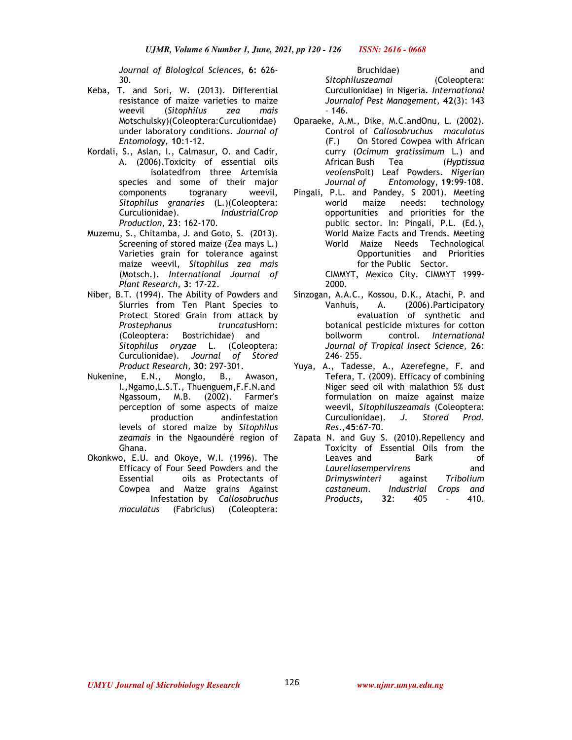*Journal of Biological Sciences*, **6:** 626-30.

Keba, T. and Sori, W. (2013). Differential resistance of maize varieties to maize weevil (*Sitophilus zea mais* Motschulsky)(Coleoptera:Curculionidae) under laboratory conditions. *Journal of Entomology,* **10**:1-12.

Kordali, S., Aslan, I., Calmasur, O. and Cadir, A. (2006).Toxicity of essential oils isolatedfrom three Artemisia species and some of their major components togranary weevil, *Sitophilus granaries* (L.)(Coleoptera: Curculionidae). *IndustrialCrop Production*, **23**: 162-170.

Muzemu, S., Chitamba, J. and Goto, S. (2013). Screening of stored maize (Zea mays L.) Varieties grain for tolerance against maize weevil, *Sitophilus zea mais* (Motsch.). *International Journal of Plant Research,* **3**: 17-22.

Niber, B.T. (1994). The Ability of Powders and Slurries from Ten Plant Species to Protect Stored Grain from attack by *Prostephanus truncatus*Horn: (Coleoptera: Bostrichidae) and *Sitophilus oryzae* L. (Coleoptera: Curculionidae). *Journal of Stored Product Research,* **30**: 297-301.

Nukenine, E.N., Monglo, B., Awason, I.,Ngamo,L.S.T., Thuenguem,F.F.N.and Ngassoum, M.B. (2002). Farmer's perception of some aspects of maize production andinfestation levels of stored maize by *Sitophilus zeamais* in the Ngaoundéré region of Ghana.

Okonkwo, E.U. and Okoye, W.I. (1996). The Efficacy of Four Seed Powders and the Essential oils as Protectants of Cowpea and Maize grains Against Infestation by *Callosobruchus maculatus* (Fabricius) (Coleoptera: Bruchidae) and *Sitophiluszeamai* (Coleoptera: Curculionidae) in Nigeria. *International Journalof Pest Management,* **42**(3): 143 – 146.

Oparaeke, A.M., Dike, M.C.andOnu, L. (2002). Control of *Callosobruchus maculatus* (F.) On Stored Cowpea with African curry (*Ocimum gratissimum* L.) and African Bush Tea (*Hyptissua veolens*Poit) Leaf Powders. *Nigerian Journal of Entomology*, **19**:99-108.

Pingali, P.L. and Pandey, S 2001). Meeting world maize needs: technology opportunities and priorities for the public sector. In: Pingali, P.L. (Ed.), World Maize Facts and Trends. Meeting World Maize Needs Technological Opportunities and Priorities for the Public Sector. CIMMYT, Mexico City. CIMMYT 1999-2000.

Sinzogan, A.A.C., Kossou, D.K., Atachi, P. and Vanhuis, A. (2006).Participatory evaluation of synthetic and botanical pesticide mixtures for cotton bollworm control. *International Journal of Tropical Insect Science*, **26**: 246- 255.

Yuya, A., Tadesse, A., Azerefegne, F. and Tefera, T. (2009). Efficacy of combining Niger seed oil with malathion 5% dust formulation on maize against maize weevil, *Sitophiluszeamais* (Coleoptera: Curculionidae). *J. Stored Prod. Res.*,**45**:67-70.

Zapata N. and Guy S. (2010).Repellency and Toxicity of Essential Oils from the Leaves and Bark of *Laureliasempervirens* and *Drimyswinteri* against *Tribolium castaneum*. *Industrial Crops and Products*, **32**: 405 – 410.